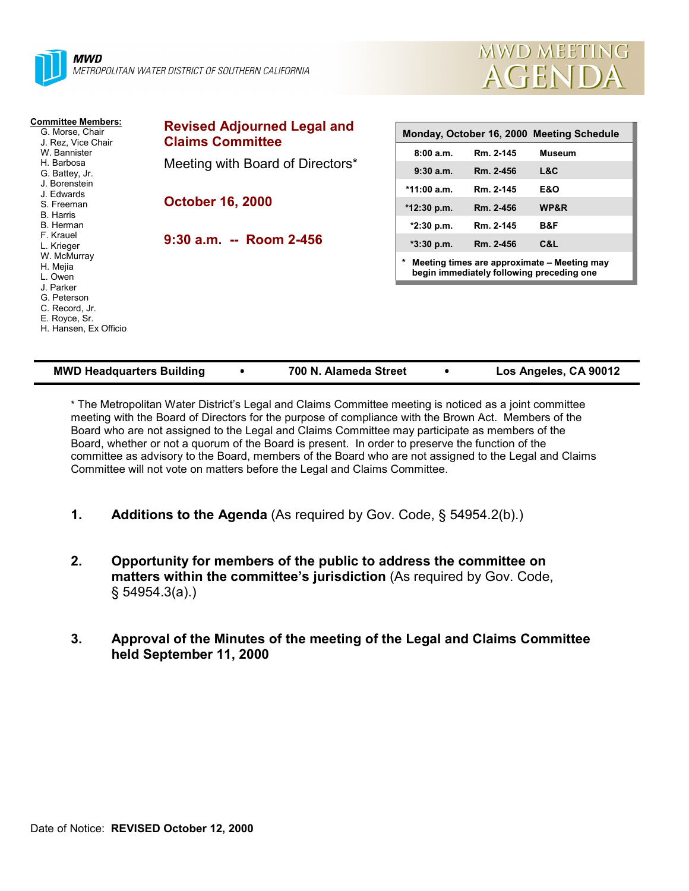**MWD**
*METROPOLITAN WATER DISTRICT OF SOUTHERN CALIFORNIA*

# MWD MEETING AGENDA

**Committee Members:**
- G. Morse, Chair
- J. Rez, Vice Chair
- W. Bannister
- H. Barbosa
- G. Battey, Jr.
- J. Borenstein
- J. Edwards
- S. Freeman
- B. Harris
- B. Herman
- F. Krauel
- L. Krieger
- W. McMurray
- H. Mejia
- L. Owen
- J. Parker
- G. Peterson
- C. Record, Jr.
- E. Royce, Sr.
- H. Hansen, Ex Officio

## Revised Adjourned Legal and Claims Committee

Meeting with Board of Directors*

**October 16, 2000**

**9:30 a.m. -- Room 2-456**

| Monday, October 16, 2000 Meeting Schedule | | |
|---|---|---|
| 8:00 a.m. | Rm. 2-145 | Museum |
| 9:30 a.m. | Rm. 2-456 | L&C |
| *11:00 a.m. | Rm. 2-145 | E&O |
| *12:30 p.m. | Rm. 2-456 | WP&R |
| *2:30 p.m. | Rm. 2-145 | B&F |
| *3:30 p.m. | Rm. 2-456 | C&L |

**\* Meeting times are approximate – Meeting may begin immediately following preceding one**

**MWD Headquarters Building • 700 N. Alameda Street • Los Angeles, CA 90012**

* The Metropolitan Water District's Legal and Claims Committee meeting is noticed as a joint committee meeting with the Board of Directors for the purpose of compliance with the Brown Act. Members of the Board who are not assigned to the Legal and Claims Committee may participate as members of the Board, whether or not a quorum of the Board is present. In order to preserve the function of the committee as advisory to the Board, members of the Board who are not assigned to the Legal and Claims Committee will not vote on matters before the Legal and Claims Committee.

1. **Additions to the Agenda** (As required by Gov. Code, § 54954.2(b).)

2. **Opportunity for members of the public to address the committee on matters within the committee's jurisdiction** (As required by Gov. Code, § 54954.3(a).)

3. **Approval of the Minutes of the meeting of the Legal and Claims Committee held September 11, 2000**

Date of Notice: **REVISED October 12, 2000**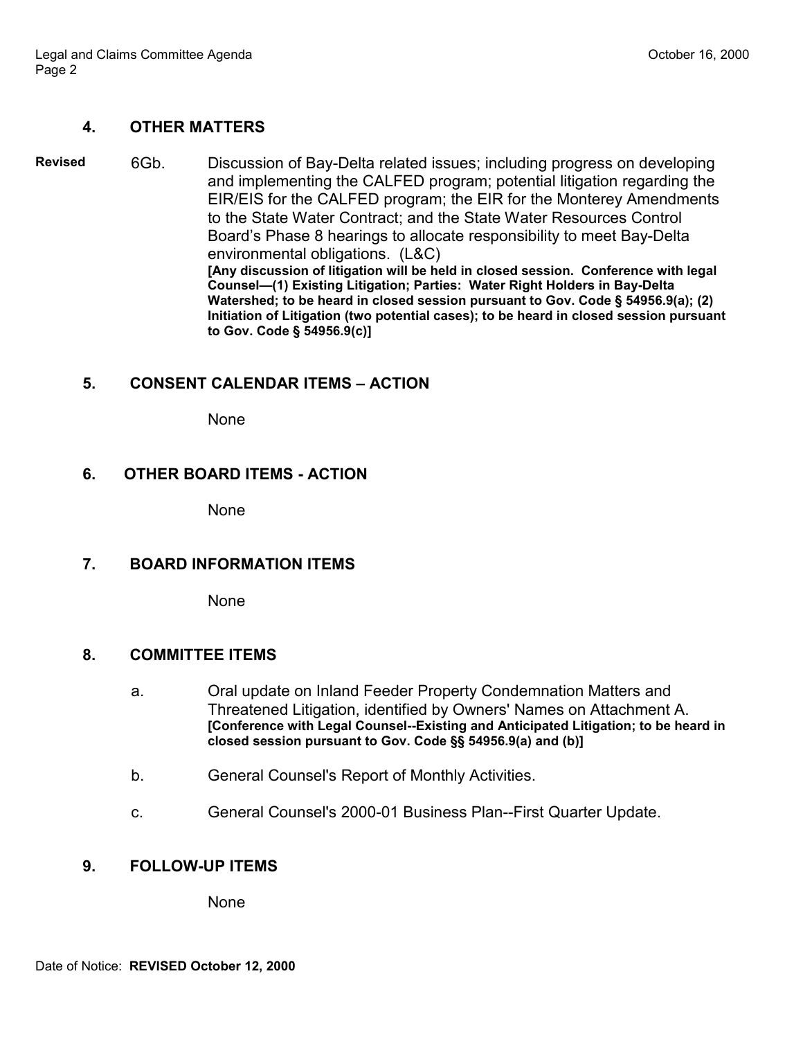## 4. OTHER MATTERS

**Revised** 6Gb. Discussion of Bay-Delta related issues; including progress on developing and implementing the CALFED program; potential litigation regarding the EIR/EIS for the CALFED program; the EIR for the Monterey Amendments to the State Water Contract; and the State Water Resources Control Board's Phase 8 hearings to allocate responsibility to meet Bay-Delta environmental obligations. (L&C)
**[Any discussion of litigation will be held in closed session. Conference with legal Counsel—(1) Existing Litigation; Parties: Water Right Holders in Bay-Delta Watershed; to be heard in closed session pursuant to Gov. Code § 54956.9(a); (2) Initiation of Litigation (two potential cases); to be heard in closed session pursuant to Gov. Code § 54956.9(c)]**

## 5. CONSENT CALENDAR ITEMS – ACTION

None

## 6. OTHER BOARD ITEMS - ACTION

None

## 7. BOARD INFORMATION ITEMS

None

## 8. COMMITTEE ITEMS

a. Oral update on Inland Feeder Property Condemnation Matters and Threatened Litigation, identified by Owners' Names on Attachment A.
**[Conference with Legal Counsel--Existing and Anticipated Litigation; to be heard in closed session pursuant to Gov. Code §§ 54956.9(a) and (b)]**

b. General Counsel's Report of Monthly Activities.

c. General Counsel's 2000-01 Business Plan--First Quarter Update.

## 9. FOLLOW-UP ITEMS

None

Date of Notice: **REVISED October 12, 2000**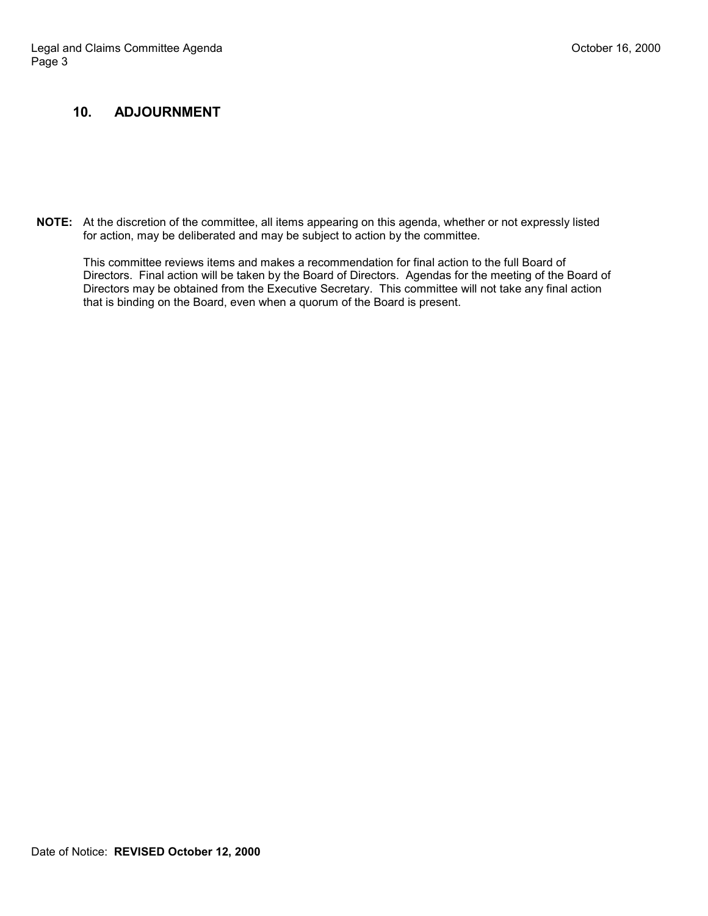## 10. ADJOURNMENT

**NOTE:** At the discretion of the committee, all items appearing on this agenda, whether or not expressly listed for action, may be deliberated and may be subject to action by the committee.

This committee reviews items and makes a recommendation for final action to the full Board of Directors. Final action will be taken by the Board of Directors. Agendas for the meeting of the Board of Directors may be obtained from the Executive Secretary. This committee will not take any final action that is binding on the Board, even when a quorum of the Board is present.

Date of Notice: **REVISED October 12, 2000**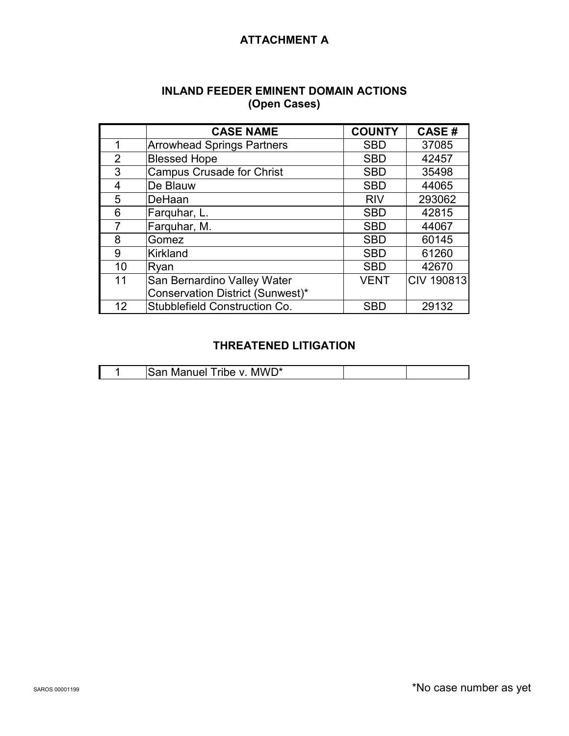# ATTACHMENT A

## INLAND FEEDER EMINENT DOMAIN ACTIONS
## (Open Cases)

| | CASE NAME | COUNTY | CASE # |
|---|---|---|---|
| 1 | Arrowhead Springs Partners | SBD | 37085 |
| 2 | Blessed Hope | SBD | 42457 |
| 3 | Campus Crusade for Christ | SBD | 35498 |
| 4 | De Blauw | SBD | 44065 |
| 5 | DeHaan | RIV | 293062 |
| 6 | Farquhar, L. | SBD | 42815 |
| 7 | Farquhar, M. | SBD | 44067 |
| 8 | Gomez | SBD | 60145 |
| 9 | Kirkland | SBD | 61260 |
| 10 | Ryan | SBD | 42670 |
| 11 | San Bernardino Valley Water Conservation District (Sunwest)* | VENT | CIV 190813 |
| 12 | Stubblefield Construction Co. | SBD | 29132 |

## THREATENED LITIGATION

| | | | |
|---|---|---|---|
| 1 | San Manuel Tribe v. MWD* | | |

SAROS 00001199

*No case number as yet